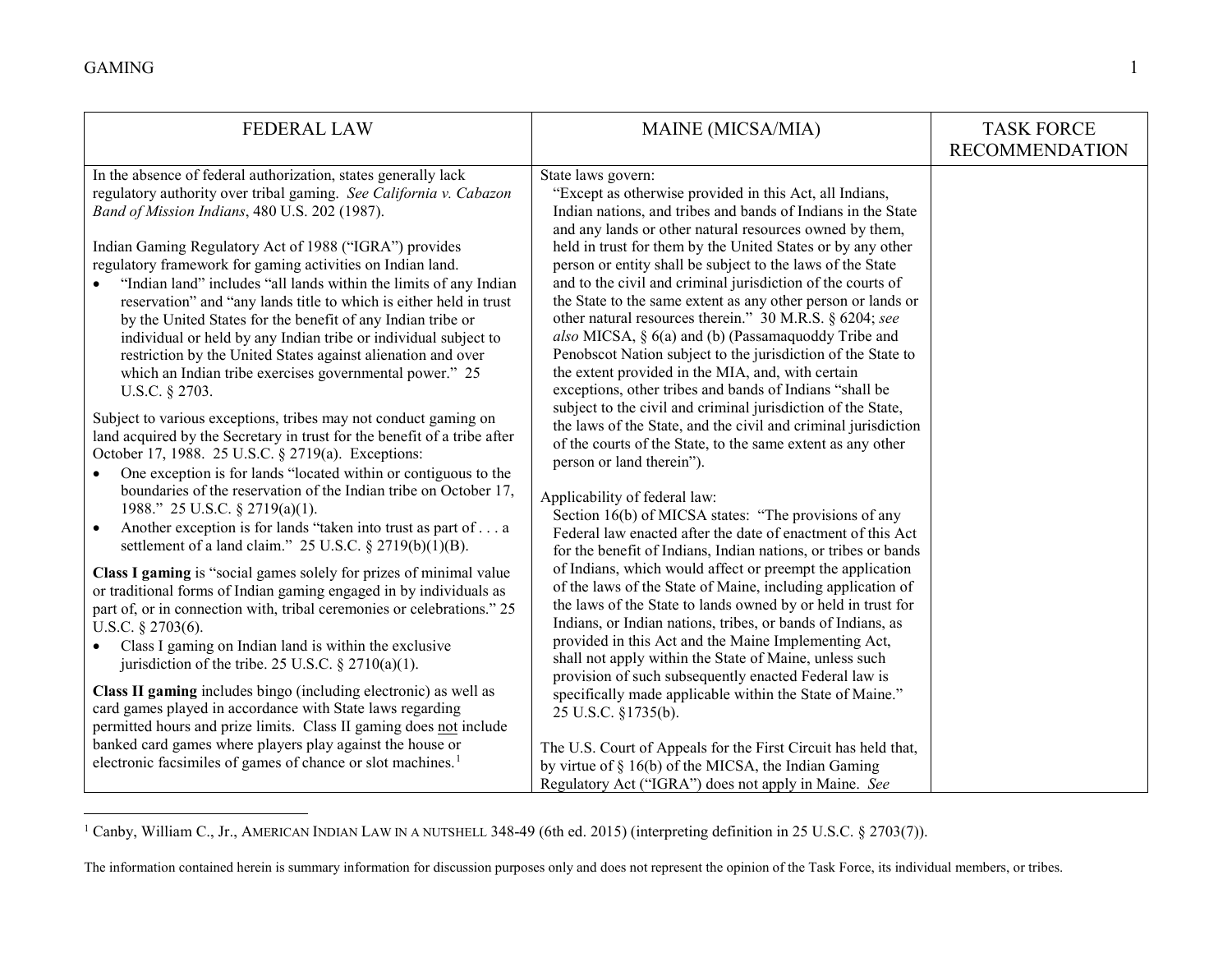| FEDERAL LAW | MAINE (MICSA/MIA) | TASK FORCE RECOMMENDATION |
|---|---|---|
| In the absence of federal authorization, states generally lack regulatory authority over tribal gaming. *See California v. Cabazon Band of Mission Indians*, 480 U.S. 202 (1987).<br><br>Indian Gaming Regulatory Act of 1988 ("IGRA") provides regulatory framework for gaming activities on Indian land.<br>• "Indian land" includes "all lands within the limits of any Indian reservation" and "any lands title to which is either held in trust by the United States for the benefit of any Indian tribe or individual or held by any Indian tribe or individual subject to restriction by the United States against alienation and over which an Indian tribe exercises governmental power." 25 U.S.C. § 2703.<br><br>Subject to various exceptions, tribes may not conduct gaming on land acquired by the Secretary in trust for the benefit of a tribe after October 17, 1988. 25 U.S.C. § 2719(a). Exceptions:<br>• One exception is for lands "located within or contiguous to the boundaries of the reservation of the Indian tribe on October 17, 1988." 25 U.S.C. § 2719(a)(1).<br>• Another exception is for lands "taken into trust as part of . . . a settlement of a land claim." 25 U.S.C. § 2719(b)(1)(B).<br><br>**Class I gaming** is "social games solely for prizes of minimal value or traditional forms of Indian gaming engaged in by individuals as part of, or in connection with, tribal ceremonies or celebrations." 25 U.S.C. § 2703(6).<br>• Class I gaming on Indian land is within the exclusive jurisdiction of the tribe. 25 U.S.C. § 2710(a)(1).<br><br>**Class II gaming** includes bingo (including electronic) as well as card games played in accordance with State laws regarding permitted hours and prize limits. Class II gaming does not include banked card games where players play against the house or electronic facsimiles of games of chance or slot machines.[1] | State laws govern:<br>"Except as otherwise provided in this Act, all Indians, Indian nations, and tribes and bands of Indians in the State and any lands or other natural resources owned by them, held in trust for them by the United States or by any other person or entity shall be subject to the laws of the State and to the civil and criminal jurisdiction of the courts of the State to the same extent as any other person or lands or other natural resources therein." 30 M.R.S. § 6204; *see also* MICSA, § 6(a) and (b) (Passamaquoddy Tribe and Penobscot Nation subject to the jurisdiction of the State to the extent provided in the MIA, and, with certain exceptions, other tribes and bands of Indians "shall be subject to the civil and criminal jurisdiction of the State, the laws of the State, and the civil and criminal jurisdiction of the courts of the State, to the same extent as any other person or land therein").<br><br>Applicability of federal law:<br>Section 16(b) of MICSA states: "The provisions of any Federal law enacted after the date of enactment of this Act for the benefit of Indians, Indian nations, or tribes or bands of Indians, which would affect or preempt the application of the laws of the State of Maine, including application of the laws of the State to lands owned by or held in trust for Indians, or Indian nations, tribes, or bands of Indians, as provided in this Act and the Maine Implementing Act, shall not apply within the State of Maine, unless such provision of such subsequently enacted Federal law is specifically made applicable within the State of Maine." 25 U.S.C. §1735(b).<br><br>The U.S. Court of Appeals for the First Circuit has held that, by virtue of § 16(b) of the MICSA, the Indian Gaming Regulatory Act ("IGRA") does not apply in Maine. *See* | |

[1] Canby, William C., Jr., AMERICAN INDIAN LAW IN A NUTSHELL 348-49 (6th ed. 2015) (interpreting definition in 25 U.S.C. § 2703(7)).

The information contained herein is summary information for discussion purposes only and does not represent the opinion of the Task Force, its individual members, or tribes.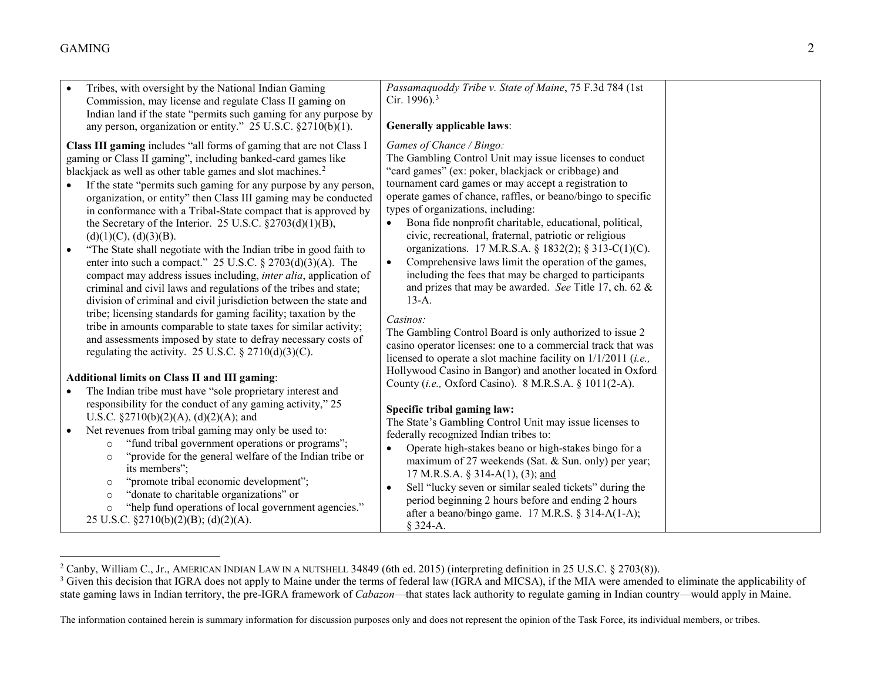| | | |
|---|---|---|
| • Tribes, with oversight by the National Indian Gaming Commission, may license and regulate Class II gaming on Indian land if the state "permits such gaming for any purpose by any person, organization or entity." 25 U.S.C. §2710(b)(1).<br><br>**Class III gaming** includes "all forms of gaming that are not Class I gaming or Class II gaming", including banked-card games like blackjack as well as other table games and slot machines.[2]<br>• If the state "permits such gaming for any purpose by any person, organization, or entity" then Class III gaming may be conducted in conformance with a Tribal-State compact that is approved by the Secretary of the Interior. 25 U.S.C. §2703(d)(1)(B), (d)(1)(C), (d)(3)(B).<br>• "The State shall negotiate with the Indian tribe in good faith to enter into such a compact." 25 U.S.C. § 2703(d)(3)(A). The compact may address issues including, *inter alia*, application of criminal and civil laws and regulations of the tribes and state; division of criminal and civil jurisdiction between the state and tribe; licensing standards for gaming facility; taxation by the tribe in amounts comparable to state taxes for similar activity; and assessments imposed by state to defray necessary costs of regulating the activity. 25 U.S.C. § 2710(d)(3)(C).<br><br>**Additional limits on Class II and III gaming**:<br>• The Indian tribe must have "sole proprietary interest and responsibility for the conduct of any gaming activity," 25 U.S.C. §2710(b)(2)(A), (d)(2)(A); and<br>• Net revenues from tribal gaming may only be used to:<br>  ○ "fund tribal government operations or programs";<br>  ○ "provide for the general welfare of the Indian tribe or its members";<br>  ○ "promote tribal economic development";<br>  ○ "donate to charitable organizations" or<br>  ○ "help fund operations of local government agencies."<br>25 U.S.C. §2710(b)(2)(B); (d)(2)(A). | *Passamaquoddy Tribe v. State of Maine*, 75 F.3d 784 (1st Cir. 1996).[3]<br><br>**Generally applicable laws**:<br><br>*Games of Chance / Bingo:*<br>The Gambling Control Unit may issue licenses to conduct "card games" (ex: poker, blackjack or cribbage) and tournament card games or may accept a registration to operate games of chance, raffles, or beano/bingo to specific types of organizations, including:<br>• Bona fide nonprofit charitable, educational, political, civic, recreational, fraternal, patriotic or religious organizations. 17 M.R.S.A. § 1832(2); § 313-C(1)(C).<br>• Comprehensive laws limit the operation of the games, including the fees that may be charged to participants and prizes that may be awarded. *See* Title 17, ch. 62 & 13-A.<br><br>*Casinos:*<br>The Gambling Control Board is only authorized to issue 2 casino operator licenses: one to a commercial track that was licensed to operate a slot machine facility on 1/1/2011 (*i.e.,* Hollywood Casino in Bangor) and another located in Oxford County (*i.e.,* Oxford Casino). 8 M.R.S.A. § 1011(2-A).<br><br>**Specific tribal gaming law:**<br>The State's Gambling Control Unit may issue licenses to federally recognized Indian tribes to:<br>• Operate high-stakes beano or high-stakes bingo for a maximum of 27 weekends (Sat. & Sun. only) per year; 17 M.R.S.A. § 314-A(1), (3); <u>and</u><br>• Sell "lucky seven or similar sealed tickets" during the period beginning 2 hours before and ending 2 hours after a beano/bingo game. 17 M.R.S. § 314-A(1-A); § 324-A. | |

[2] Canby, William C., Jr., AMERICAN INDIAN LAW IN A NUTSHELL 34849 (6th ed. 2015) (interpreting definition in 25 U.S.C. § 2703(8)).

[3] Given this decision that IGRA does not apply to Maine under the terms of federal law (IGRA and MICSA), if the MIA were amended to eliminate the applicability of state gaming laws in Indian territory, the pre-IGRA framework of *Cabazon*—that states lack authority to regulate gaming in Indian country—would apply in Maine.

The information contained herein is summary information for discussion purposes only and does not represent the opinion of the Task Force, its individual members, or tribes.